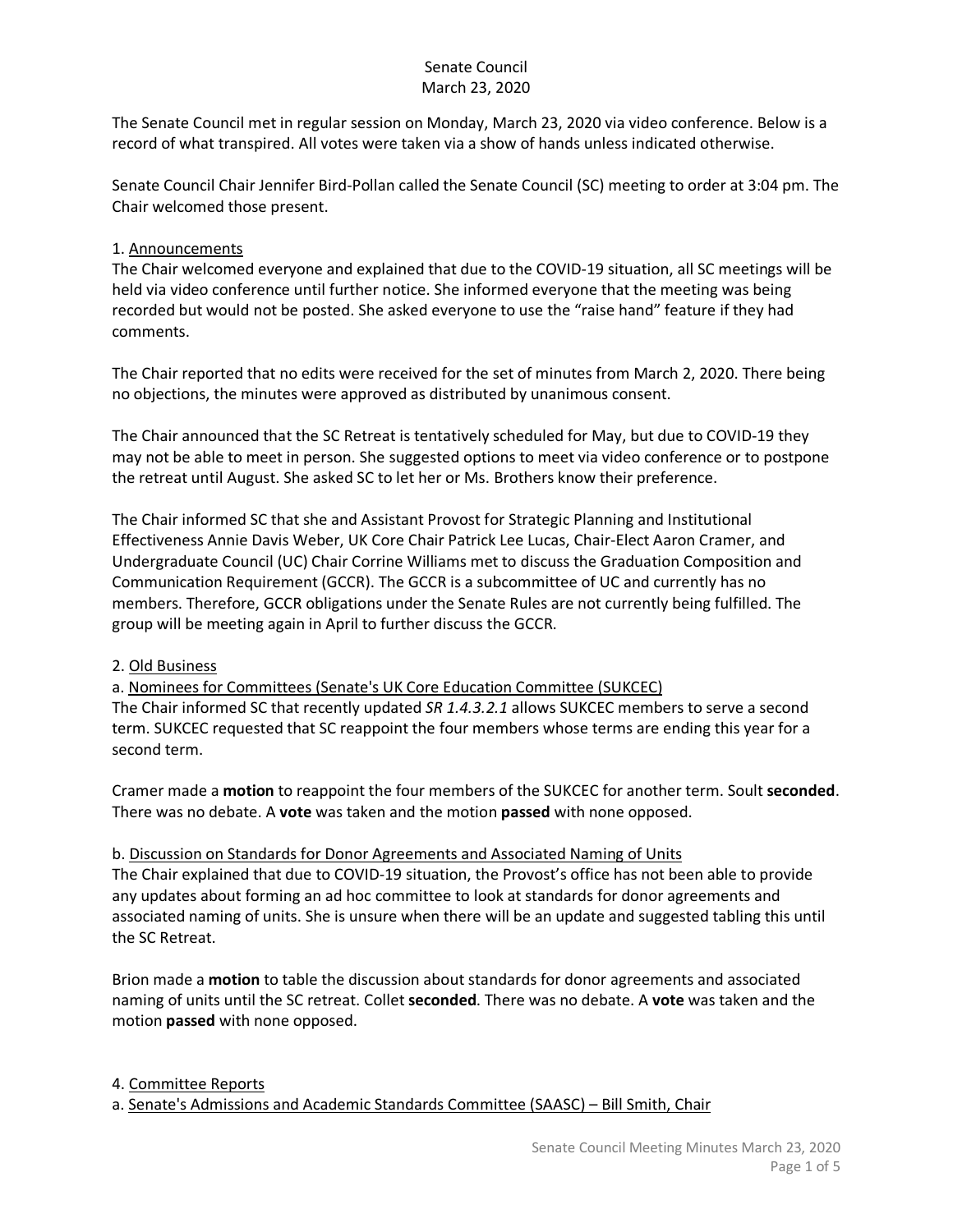Senate Council
March 23, 2020

The Senate Council met in regular session on Monday, March 23, 2020 via video conference. Below is a record of what transpired. All votes were taken via a show of hands unless indicated otherwise.

Senate Council Chair Jennifer Bird-Pollan called the Senate Council (SC) meeting to order at 3:04 pm. The Chair welcomed those present.

1. <u>Announcements</u>
The Chair welcomed everyone and explained that due to the COVID-19 situation, all SC meetings will be held via video conference until further notice. She informed everyone that the meeting was being recorded but would not be posted. She asked everyone to use the "raise hand" feature if they had comments.

The Chair reported that no edits were received for the set of minutes from March 2, 2020. There being no objections, the minutes were approved as distributed by unanimous consent.

The Chair announced that the SC Retreat is tentatively scheduled for May, but due to COVID-19 they may not be able to meet in person. She suggested options to meet via video conference or to postpone the retreat until August. She asked SC to let her or Ms. Brothers know their preference.

The Chair informed SC that she and Assistant Provost for Strategic Planning and Institutional Effectiveness Annie Davis Weber, UK Core Chair Patrick Lee Lucas, Chair-Elect Aaron Cramer, and Undergraduate Council (UC) Chair Corrine Williams met to discuss the Graduation Composition and Communication Requirement (GCCR). The GCCR is a subcommittee of UC and currently has no members. Therefore, GCCR obligations under the Senate Rules are not currently being fulfilled. The group will be meeting again in April to further discuss the GCCR.

2. <u>Old Business</u>
a. <u>Nominees for Committees (Senate's UK Core Education Committee (SUKCEC)</u>
The Chair informed SC that recently updated *SR 1.4.3.2.1* allows SUKCEC members to serve a second term. SUKCEC requested that SC reappoint the four members whose terms are ending this year for a second term.

Cramer made a **motion** to reappoint the four members of the SUKCEC for another term. Soult **seconded**. There was no debate. A **vote** was taken and the motion **passed** with none opposed.

b. <u>Discussion on Standards for Donor Agreements and Associated Naming of Units</u>
The Chair explained that due to COVID-19 situation, the Provost's office has not been able to provide any updates about forming an ad hoc committee to look at standards for donor agreements and associated naming of units. She is unsure when there will be an update and suggested tabling this until the SC Retreat.

Brion made a **motion** to table the discussion about standards for donor agreements and associated naming of units until the SC retreat. Collet **seconded**. There was no debate. A **vote** was taken and the motion **passed** with none opposed.

4. <u>Committee Reports</u>
a. <u>Senate's Admissions and Academic Standards Committee (SAASC) – Bill Smith, Chair</u>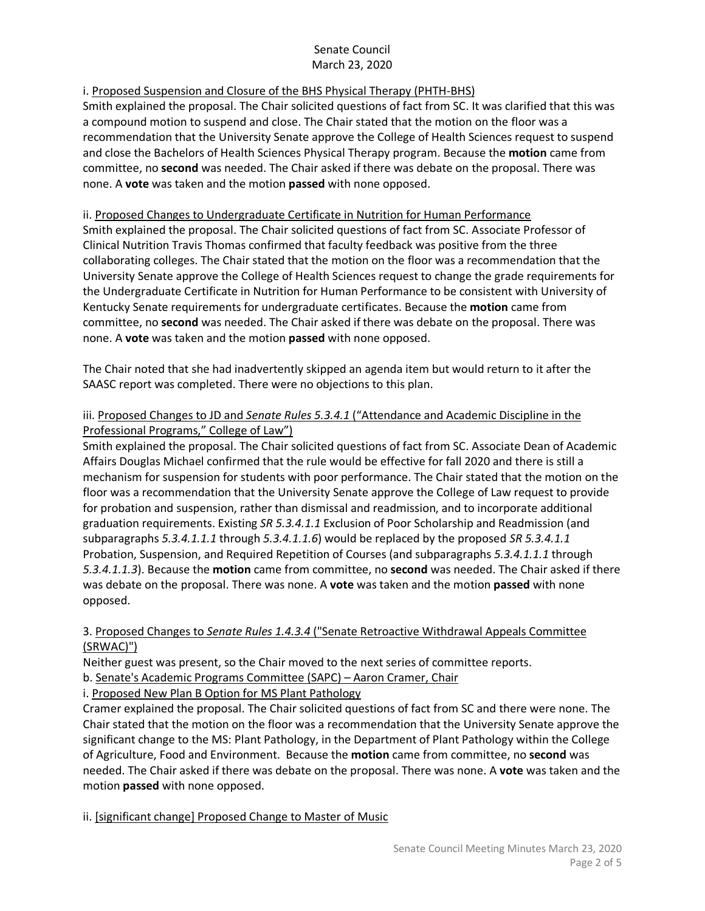i. Proposed Suspension and Closure of the BHS Physical Therapy (PHTH-BHS)

Smith explained the proposal. The Chair solicited questions of fact from SC. It was clarified that this was a compound motion to suspend and close. The Chair stated that the motion on the floor was a recommendation that the University Senate approve the College of Health Sciences request to suspend and close the Bachelors of Health Sciences Physical Therapy program. Because the **motion** came from committee, no **second** was needed. The Chair asked if there was debate on the proposal. There was none. A **vote** was taken and the motion **passed** with none opposed.

ii. Proposed Changes to Undergraduate Certificate in Nutrition for Human Performance

Smith explained the proposal. The Chair solicited questions of fact from SC. Associate Professor of Clinical Nutrition Travis Thomas confirmed that faculty feedback was positive from the three collaborating colleges. The Chair stated that the motion on the floor was a recommendation that the University Senate approve the College of Health Sciences request to change the grade requirements for the Undergraduate Certificate in Nutrition for Human Performance to be consistent with University of Kentucky Senate requirements for undergraduate certificates. Because the **motion** came from committee, no **second** was needed. The Chair asked if there was debate on the proposal. There was none. A **vote** was taken and the motion **passed** with none opposed.

The Chair noted that she had inadvertently skipped an agenda item but would return to it after the SAASC report was completed. There were no objections to this plan.

iii. Proposed Changes to JD and *Senate Rules 5.3.4.1* ("Attendance and Academic Discipline in the Professional Programs," College of Law")

Smith explained the proposal. The Chair solicited questions of fact from SC. Associate Dean of Academic Affairs Douglas Michael confirmed that the rule would be effective for fall 2020 and there is still a mechanism for suspension for students with poor performance. The Chair stated that the motion on the floor was a recommendation that the University Senate approve the College of Law request to provide for probation and suspension, rather than dismissal and readmission, and to incorporate additional graduation requirements. Existing *SR 5.3.4.1.1* Exclusion of Poor Scholarship and Readmission (and subparagraphs *5.3.4.1.1.1* through *5.3.4.1.1.6*) would be replaced by the proposed *SR 5.3.4.1.1* Probation, Suspension, and Required Repetition of Courses (and subparagraphs *5.3.4.1.1.1* through *5.3.4.1.1.3*). Because the **motion** came from committee, no **second** was needed. The Chair asked if there was debate on the proposal. There was none. A **vote** was taken and the motion **passed** with none opposed.

3. Proposed Changes to *Senate Rules 1.4.3.4* ("Senate Retroactive Withdrawal Appeals Committee (SRWAC)")

Neither guest was present, so the Chair moved to the next series of committee reports.

b. Senate's Academic Programs Committee (SAPC) – Aaron Cramer, Chair

i. Proposed New Plan B Option for MS Plant Pathology

Cramer explained the proposal. The Chair solicited questions of fact from SC and there were none. The Chair stated that the motion on the floor was a recommendation that the University Senate approve the significant change to the MS: Plant Pathology, in the Department of Plant Pathology within the College of Agriculture, Food and Environment. Because the **motion** came from committee, no **second** was needed. The Chair asked if there was debate on the proposal. There was none. A **vote** was taken and the motion **passed** with none opposed.

ii. [significant change] Proposed Change to Master of Music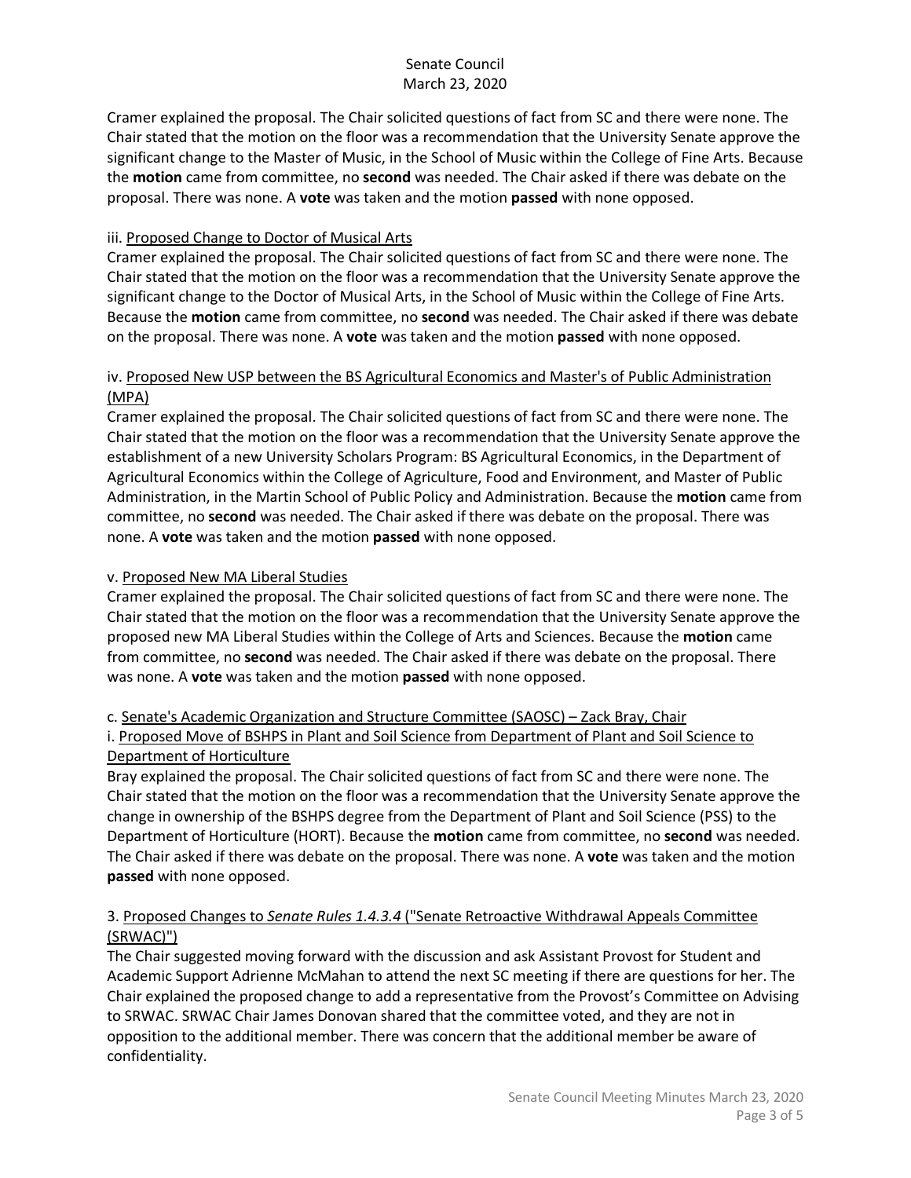Cramer explained the proposal. The Chair solicited questions of fact from SC and there were none. The Chair stated that the motion on the floor was a recommendation that the University Senate approve the significant change to the Master of Music, in the School of Music within the College of Fine Arts. Because the **motion** came from committee, no **second** was needed. The Chair asked if there was debate on the proposal. There was none. A **vote** was taken and the motion **passed** with none opposed.

iii. Proposed Change to Doctor of Musical Arts

Cramer explained the proposal. The Chair solicited questions of fact from SC and there were none. The Chair stated that the motion on the floor was a recommendation that the University Senate approve the significant change to the Doctor of Musical Arts, in the School of Music within the College of Fine Arts. Because the **motion** came from committee, no **second** was needed. The Chair asked if there was debate on the proposal. There was none. A **vote** was taken and the motion **passed** with none opposed.

iv. Proposed New USP between the BS Agricultural Economics and Master's of Public Administration (MPA)

Cramer explained the proposal. The Chair solicited questions of fact from SC and there were none. The Chair stated that the motion on the floor was a recommendation that the University Senate approve the establishment of a new University Scholars Program: BS Agricultural Economics, in the Department of Agricultural Economics within the College of Agriculture, Food and Environment, and Master of Public Administration, in the Martin School of Public Policy and Administration. Because the **motion** came from committee, no **second** was needed. The Chair asked if there was debate on the proposal. There was none. A **vote** was taken and the motion **passed** with none opposed.

v. Proposed New MA Liberal Studies

Cramer explained the proposal. The Chair solicited questions of fact from SC and there were none. The Chair stated that the motion on the floor was a recommendation that the University Senate approve the proposed new MA Liberal Studies within the College of Arts and Sciences. Because the **motion** came from committee, no **second** was needed. The Chair asked if there was debate on the proposal. There was none. A **vote** was taken and the motion **passed** with none opposed.

c. Senate's Academic Organization and Structure Committee (SAOSC) – Zack Bray, Chair

i. Proposed Move of BSHPS in Plant and Soil Science from Department of Plant and Soil Science to Department of Horticulture

Bray explained the proposal. The Chair solicited questions of fact from SC and there were none. The Chair stated that the motion on the floor was a recommendation that the University Senate approve the change in ownership of the BSHPS degree from the Department of Plant and Soil Science (PSS) to the Department of Horticulture (HORT). Because the **motion** came from committee, no **second** was needed. The Chair asked if there was debate on the proposal. There was none. A **vote** was taken and the motion **passed** with none opposed.

3. Proposed Changes to *Senate Rules 1.4.3.4* ("Senate Retroactive Withdrawal Appeals Committee (SRWAC)")

The Chair suggested moving forward with the discussion and ask Assistant Provost for Student and Academic Support Adrienne McMahan to attend the next SC meeting if there are questions for her. The Chair explained the proposed change to add a representative from the Provost's Committee on Advising to SRWAC. SRWAC Chair James Donovan shared that the committee voted, and they are not in opposition to the additional member. There was concern that the additional member be aware of confidentiality.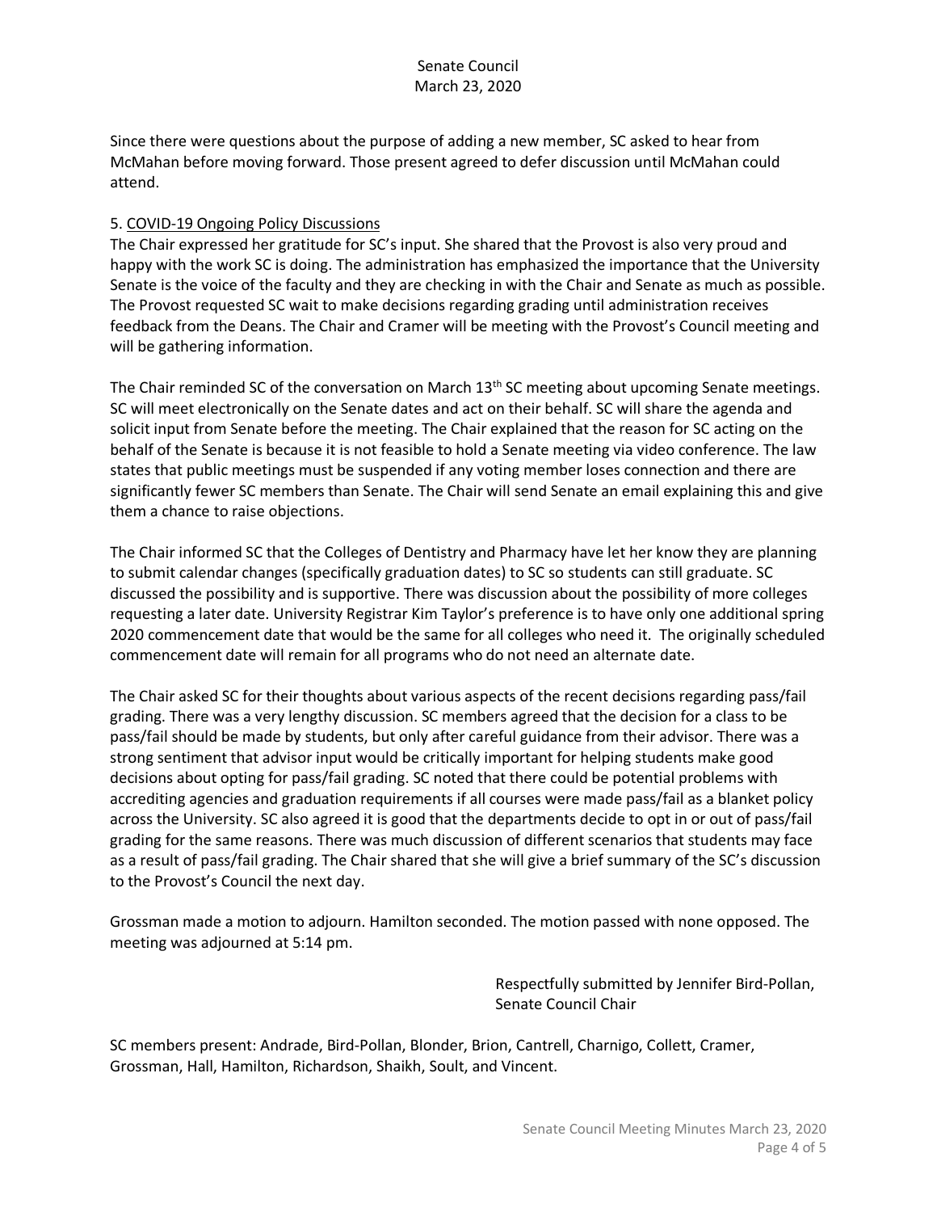Since there were questions about the purpose of adding a new member, SC asked to hear from McMahan before moving forward. Those present agreed to defer discussion until McMahan could attend.

5. <u>COVID-19 Ongoing Policy Discussions</u>

The Chair expressed her gratitude for SC's input. She shared that the Provost is also very proud and happy with the work SC is doing. The administration has emphasized the importance that the University Senate is the voice of the faculty and they are checking in with the Chair and Senate as much as possible. The Provost requested SC wait to make decisions regarding grading until administration receives feedback from the Deans. The Chair and Cramer will be meeting with the Provost's Council meeting and will be gathering information.

The Chair reminded SC of the conversation on March 13th SC meeting about upcoming Senate meetings. SC will meet electronically on the Senate dates and act on their behalf. SC will share the agenda and solicit input from Senate before the meeting. The Chair explained that the reason for SC acting on the behalf of the Senate is because it is not feasible to hold a Senate meeting via video conference. The law states that public meetings must be suspended if any voting member loses connection and there are significantly fewer SC members than Senate. The Chair will send Senate an email explaining this and give them a chance to raise objections.

The Chair informed SC that the Colleges of Dentistry and Pharmacy have let her know they are planning to submit calendar changes (specifically graduation dates) to SC so students can still graduate. SC discussed the possibility and is supportive. There was discussion about the possibility of more colleges requesting a later date. University Registrar Kim Taylor's preference is to have only one additional spring 2020 commencement date that would be the same for all colleges who need it. The originally scheduled commencement date will remain for all programs who do not need an alternate date.

The Chair asked SC for their thoughts about various aspects of the recent decisions regarding pass/fail grading. There was a very lengthy discussion. SC members agreed that the decision for a class to be pass/fail should be made by students, but only after careful guidance from their advisor. There was a strong sentiment that advisor input would be critically important for helping students make good decisions about opting for pass/fail grading. SC noted that there could be potential problems with accrediting agencies and graduation requirements if all courses were made pass/fail as a blanket policy across the University. SC also agreed it is good that the departments decide to opt in or out of pass/fail grading for the same reasons. There was much discussion of different scenarios that students may face as a result of pass/fail grading. The Chair shared that she will give a brief summary of the SC's discussion to the Provost's Council the next day.

Grossman made a motion to adjourn. Hamilton seconded. The motion passed with none opposed. The meeting was adjourned at 5:14 pm.

Respectfully submitted by Jennifer Bird-Pollan,
Senate Council Chair

SC members present: Andrade, Bird-Pollan, Blonder, Brion, Cantrell, Charnigo, Collett, Cramer, Grossman, Hall, Hamilton, Richardson, Shaikh, Soult, and Vincent.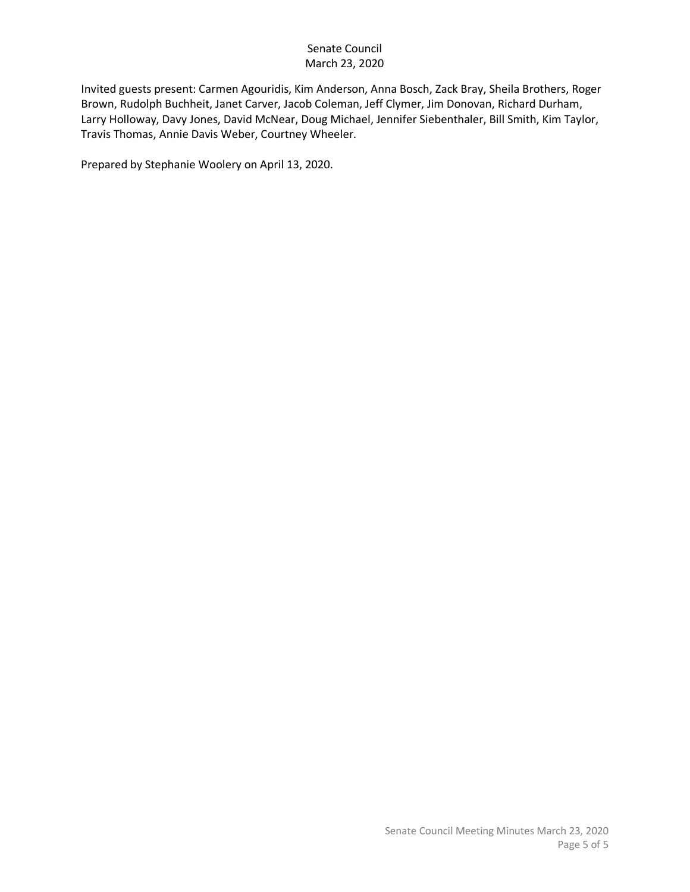Invited guests present: Carmen Agouridis, Kim Anderson, Anna Bosch, Zack Bray, Sheila Brothers, Roger Brown, Rudolph Buchheit, Janet Carver, Jacob Coleman, Jeff Clymer, Jim Donovan, Richard Durham, Larry Holloway, Davy Jones, David McNear, Doug Michael, Jennifer Siebenthaler, Bill Smith, Kim Taylor, Travis Thomas, Annie Davis Weber, Courtney Wheeler.

Prepared by Stephanie Woolery on April 13, 2020.